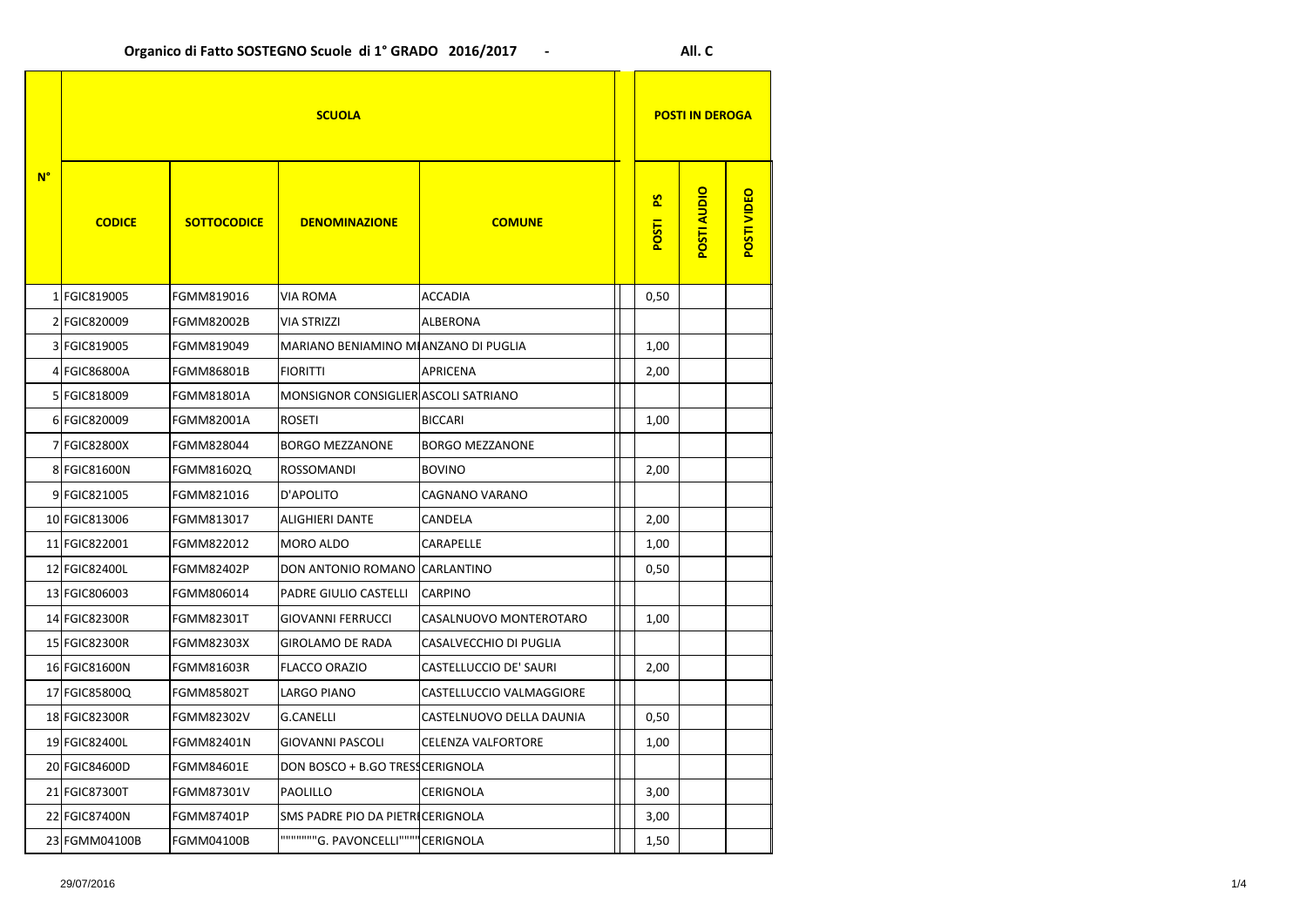**Organico di Fatto SOSTEGNO Scuole di 1° GRADO 2016/2017 -** **All. C**

| N° | SCUOLA | | | | | POSTI IN DEROGA | | |
|---|---|---|---|---|---|---|---|---|
| | CODICE | SOTTOCODICE | DENOMINAZIONE | COMUNE | | POSTI PS | POSTI AUDIO | POSTI VIDEO |
| 1 | FGIC819005 | FGMM819016 | VIA ROMA | ACCADIA | | 0,50 | | |
| 2 | FGIC820009 | FGMM82002B | VIA STRIZZI | ALBERONA | | | | |
| 3 | FGIC819005 | FGMM819049 | MARIANO BENIAMINO M | ANZANO DI PUGLIA | | 1,00 | | |
| 4 | FGIC86800A | FGMM86801B | FIORITTI | APRICENA | | 2,00 | | |
| 5 | FGIC818009 | FGMM81801A | MONSIGNOR CONSIGLIER | ASCOLI SATRIANO | | | | |
| 6 | FGIC820009 | FGMM82001A | ROSETI | BICCARI | | 1,00 | | |
| 7 | FGIC82800X | FGMM828044 | BORGO MEZZANONE | BORGO MEZZANONE | | | | |
| 8 | FGIC81600N | FGMM81602Q | ROSSOMANDI | BOVINO | | 2,00 | | |
| 9 | FGIC821005 | FGMM821016 | D'APOLITO | CAGNANO VARANO | | | | |
| 10 | FGIC813006 | FGMM813017 | ALIGHIERI DANTE | CANDELA | | 2,00 | | |
| 11 | FGIC822001 | FGMM822012 | MORO ALDO | CARAPELLE | | 1,00 | | |
| 12 | FGIC82400L | FGMM82402P | DON ANTONIO ROMANO | CARLANTINO | | 0,50 | | |
| 13 | FGIC806003 | FGMM806014 | PADRE GIULIO CASTELLI | CARPINO | | | | |
| 14 | FGIC82300R | FGMM82301T | GIOVANNI FERRUCCI | CASALNUOVO MONTEROTARO | | 1,00 | | |
| 15 | FGIC82300R | FGMM82303X | GIROLAMO DE RADA | CASALVECCHIO DI PUGLIA | | | | |
| 16 | FGIC81600N | FGMM81603R | FLACCO ORAZIO | CASTELLUCCIO DE' SAURI | | 2,00 | | |
| 17 | FGIC85800Q | FGMM85802T | LARGO PIANO | CASTELLUCCIO VALMAGGIORE | | | | |
| 18 | FGIC82300R | FGMM82302V | G.CANELLI | CASTELNUOVO DELLA DAUNIA | | 0,50 | | |
| 19 | FGIC82400L | FGMM82401N | GIOVANNI PASCOLI | CELENZA VALFORTORE | | 1,00 | | |
| 20 | FGIC84600D | FGMM84601E | DON BOSCO + B.GO TRES | CERIGNOLA | | | | |
| 21 | FGIC87300T | FGMM87301V | PAOLILLO | CERIGNOLA | | 3,00 | | |
| 22 | FGIC87400N | FGMM87401P | SMS PADRE PIO DA PIETR | CERIGNOLA | | 3,00 | | |
| 23 | FGMM04100B | FGMM04100B | """""""G. PAVONCELLI"""" | CERIGNOLA | | 1,50 | | |

29/07/2016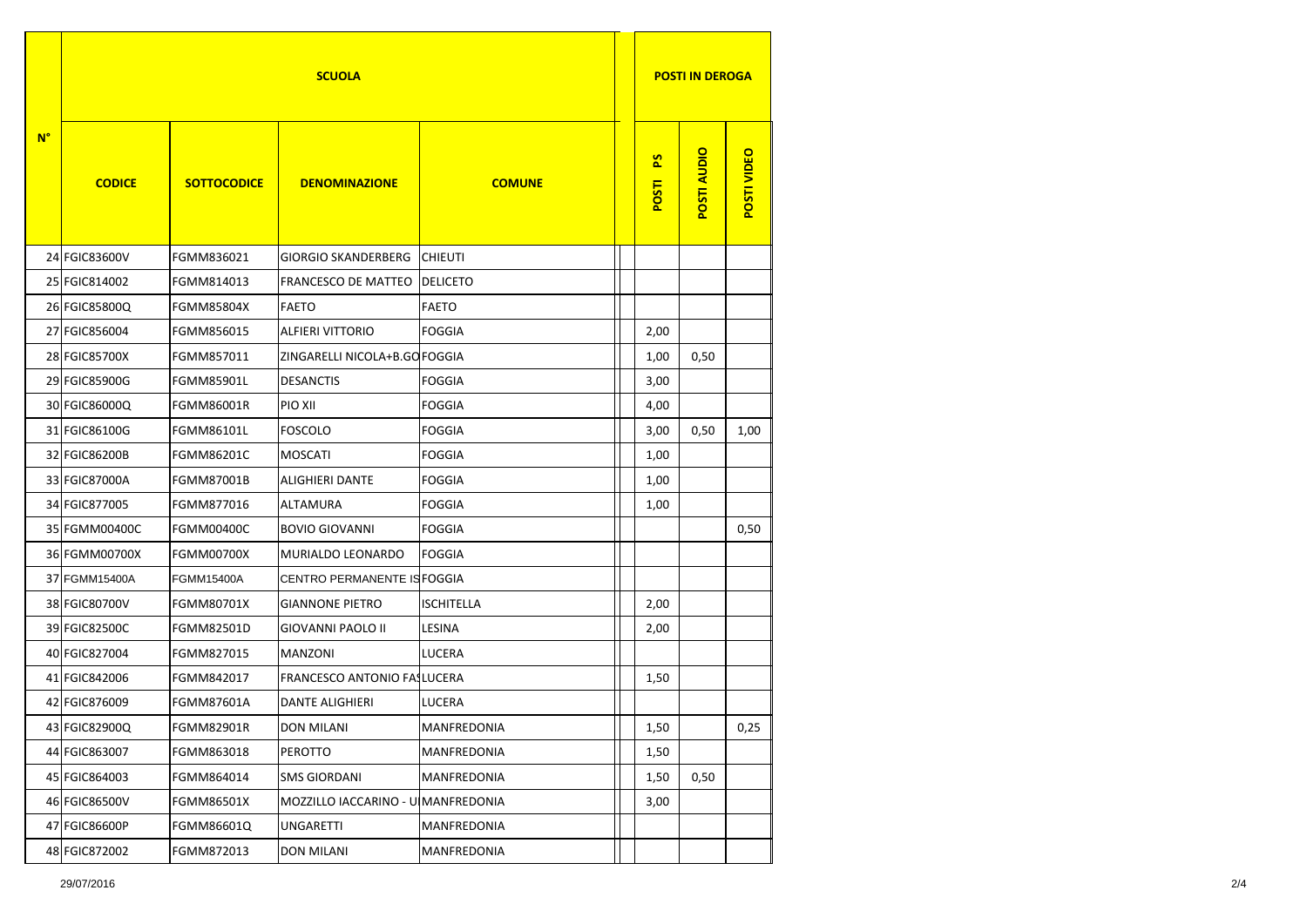| N° | SCUOLA | | | | POSTI IN DEROGA | | |
|---|---|---|---|---|---|---|---|
| | CODICE | SOTTOCODICE | DENOMINAZIONE | COMUNE | POSTI PS | POSTI AUDIO | POSTI VIDEO |
| 24 | FGIC83600V | FGMM836021 | GIORGIO SKANDERBERG | CHIEUTI | | | |
| 25 | FGIC814002 | FGMM814013 | FRANCESCO DE MATTEO | DELICETO | | | |
| 26 | FGIC85800Q | FGMM85804X | FAETO | FAETO | | | |
| 27 | FGIC856004 | FGMM856015 | ALFIERI VITTORIO | FOGGIA | 2,00 | | |
| 28 | FGIC85700X | FGMM857011 | ZINGARELLI NICOLA+B.GO | FOGGIA | 1,00 | 0,50 | |
| 29 | FGIC85900G | FGMM85901L | DESANCTIS | FOGGIA | 3,00 | | |
| 30 | FGIC86000Q | FGMM86001R | PIO XII | FOGGIA | 4,00 | | |
| 31 | FGIC86100G | FGMM86101L | FOSCOLO | FOGGIA | 3,00 | 0,50 | 1,00 |
| 32 | FGIC86200B | FGMM86201C | MOSCATI | FOGGIA | 1,00 | | |
| 33 | FGIC87000A | FGMM87001B | ALIGHIERI DANTE | FOGGIA | 1,00 | | |
| 34 | FGIC877005 | FGMM877016 | ALTAMURA | FOGGIA | 1,00 | | |
| 35 | FGMM00400C | FGMM00400C | BOVIO GIOVANNI | FOGGIA | | | 0,50 |
| 36 | FGMM00700X | FGMM00700X | MURIALDO LEONARDO | FOGGIA | | | |
| 37 | FGMM15400A | FGMM15400A | CENTRO PERMANENTE IS | FOGGIA | | | |
| 38 | FGIC80700V | FGMM80701X | GIANNONE PIETRO | ISCHITELLA | 2,00 | | |
| 39 | FGIC82500C | FGMM82501D | GIOVANNI PAOLO II | LESINA | 2,00 | | |
| 40 | FGIC827004 | FGMM827015 | MANZONI | LUCERA | | | |
| 41 | FGIC842006 | FGMM842017 | FRANCESCO ANTONIO FA | LUCERA | 1,50 | | |
| 42 | FGIC876009 | FGMM87601A | DANTE ALIGHIERI | LUCERA | | | |
| 43 | FGIC82900Q | FGMM82901R | DON MILANI | MANFREDONIA | 1,50 | | 0,25 |
| 44 | FGIC863007 | FGMM863018 | PEROTTO | MANFREDONIA | 1,50 | | |
| 45 | FGIC864003 | FGMM864014 | SMS GIORDANI | MANFREDONIA | 1,50 | 0,50 | |
| 46 | FGIC86500V | FGMM86501X | MOZZILLO IACCARINO - U | MANFREDONIA | 3,00 | | |
| 47 | FGIC86600P | FGMM86601Q | UNGARETTI | MANFREDONIA | | | |
| 48 | FGIC872002 | FGMM872013 | DON MILANI | MANFREDONIA | | | |

29/07/2016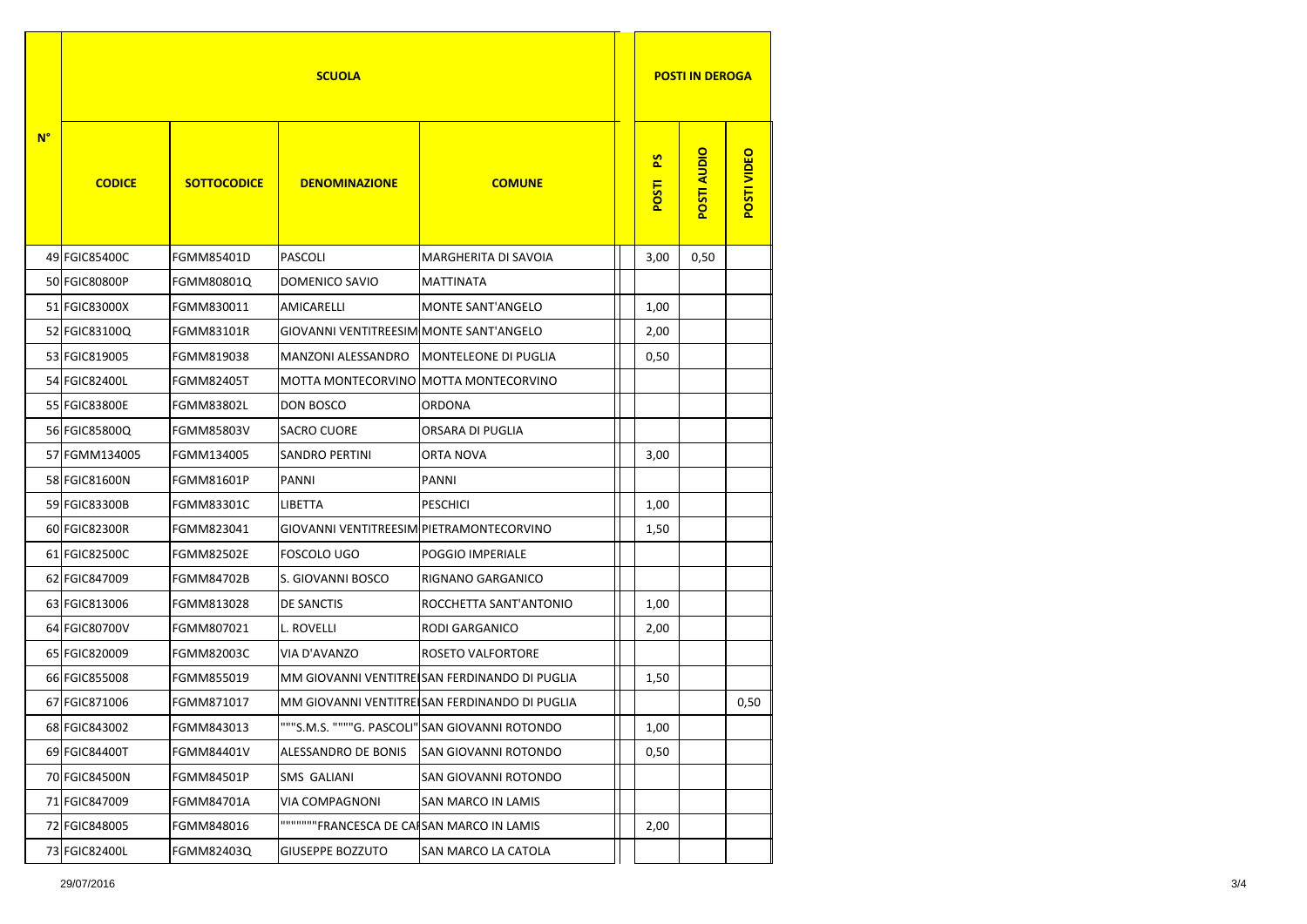| N° | SCUOLA | | | | | POSTI IN DEROGA | | |
|---|---|---|---|---|---|---|---|---|
| | CODICE | SOTTOCODICE | DENOMINAZIONE | COMUNE | | POSTI PS | POSTI AUDIO | POSTI VIDEO |
| 49 | FGIC85400C | FGMM85401D | PASCOLI | MARGHERITA DI SAVOIA | | 3,00 | 0,50 | |
| 50 | FGIC80800P | FGMM80801Q | DOMENICO SAVIO | MATTINATA | | | | |
| 51 | FGIC83000X | FGMM830011 | AMICARELLI | MONTE SANT'ANGELO | | 1,00 | | |
| 52 | FGIC83100Q | FGMM83101R | GIOVANNI VENTITREESIM | MONTE SANT'ANGELO | | 2,00 | | |
| 53 | FGIC819005 | FGMM819038 | MANZONI ALESSANDRO | MONTELEONE DI PUGLIA | | 0,50 | | |
| 54 | FGIC82400L | FGMM82405T | MOTTA MONTECORVINO | MOTTA MONTECORVINO | | | | |
| 55 | FGIC83800E | FGMM83802L | DON BOSCO | ORDONA | | | | |
| 56 | FGIC85800Q | FGMM85803V | SACRO CUORE | ORSARA DI PUGLIA | | | | |
| 57 | FGMM134005 | FGMM134005 | SANDRO PERTINI | ORTA NOVA | | 3,00 | | |
| 58 | FGIC81600N | FGMM81601P | PANNI | PANNI | | | | |
| 59 | FGIC83300B | FGMM83301C | LIBETTA | PESCHICI | | 1,00 | | |
| 60 | FGIC82300R | FGMM823041 | GIOVANNI VENTITREESIM | PIETRAMONTECORVINO | | 1,50 | | |
| 61 | FGIC82500C | FGMM82502E | FOSCOLO UGO | POGGIO IMPERIALE | | | | |
| 62 | FGIC847009 | FGMM84702B | S. GIOVANNI BOSCO | RIGNANO GARGANICO | | | | |
| 63 | FGIC813006 | FGMM813028 | DE SANCTIS | ROCCHETTA SANT'ANTONIO | | 1,00 | | |
| 64 | FGIC80700V | FGMM807021 | L. ROVELLI | RODI GARGANICO | | 2,00 | | |
| 65 | FGIC820009 | FGMM82003C | VIA D'AVANZO | ROSETO VALFORTORE | | | | |
| 66 | FGIC855008 | FGMM855019 | MM GIOVANNI VENTITRE | SAN FERDINANDO DI PUGLIA | | 1,50 | | |
| 67 | FGIC871006 | FGMM871017 | MM GIOVANNI VENTITRE | SAN FERDINANDO DI PUGLIA | | | | 0,50 |
| 68 | FGIC843002 | FGMM843013 | """S.M.S. """"G. PASCOLI" | SAN GIOVANNI ROTONDO | | 1,00 | | |
| 69 | FGIC84400T | FGMM84401V | ALESSANDRO DE BONIS | SAN GIOVANNI ROTONDO | | 0,50 | | |
| 70 | FGIC84500N | FGMM84501P | SMS GALIANI | SAN GIOVANNI ROTONDO | | | | |
| 71 | FGIC847009 | FGMM84701A | VIA COMPAGNONI | SAN MARCO IN LAMIS | | | | |
| 72 | FGIC848005 | FGMM848016 | """""""FRANCESCA DE CA | SAN MARCO IN LAMIS | | 2,00 | | |
| 73 | FGIC82400L | FGMM82403Q | GIUSEPPE BOZZUTO | SAN MARCO LA CATOLA | | | | |

29/07/2016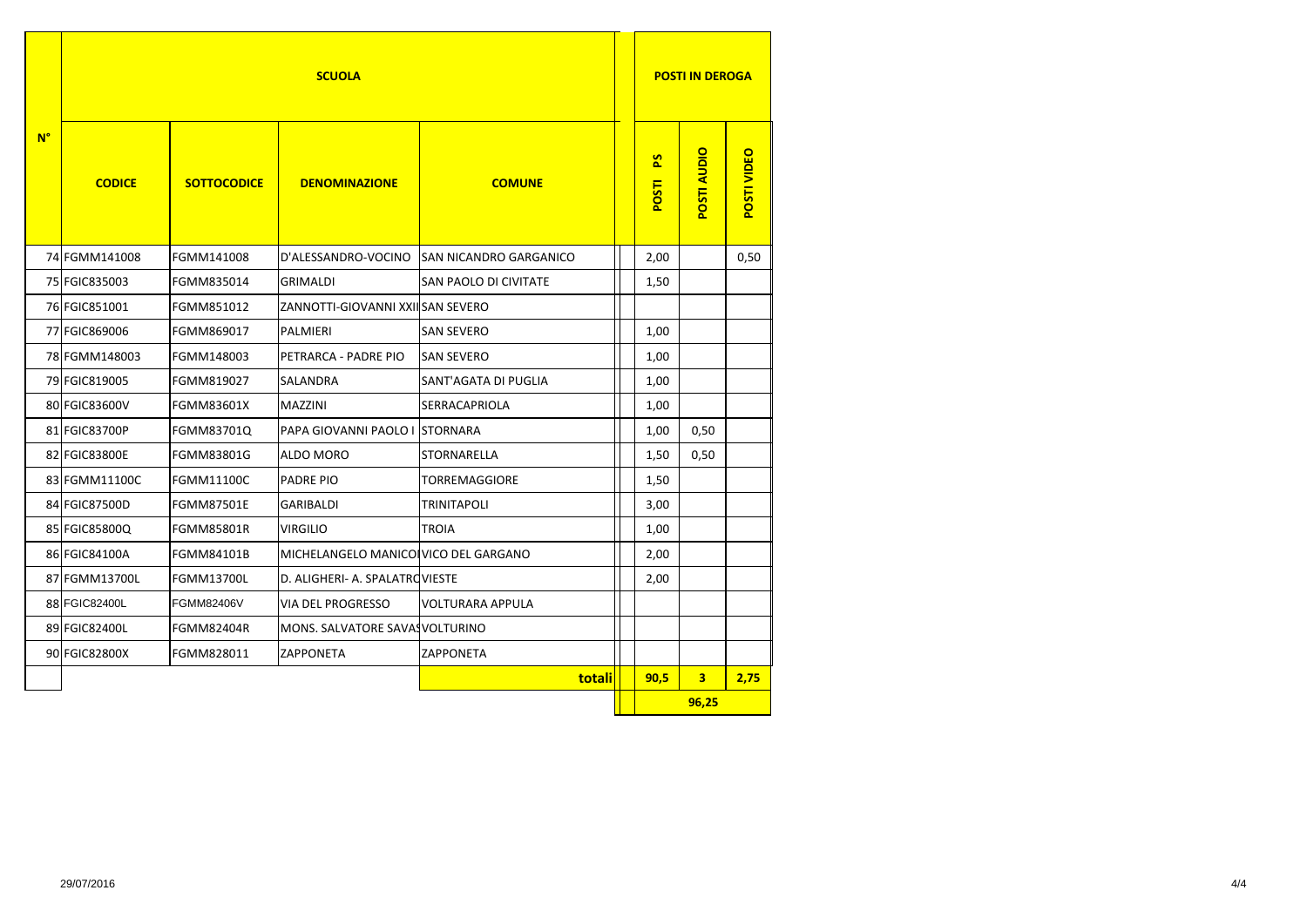| N° | SCUOLA | | | | | POSTI IN DEROGA | | |
|---|---|---|---|---|---|---|---|---|
| | CODICE | SOTTOCODICE | DENOMINAZIONE | COMUNE | | POSTI PS | POSTI AUDIO | POSTI VIDEO |
| 74 | FGMM141008 | FGMM141008 | D'ALESSANDRO-VOCINO | SAN NICANDRO GARGANICO | | 2,00 | | 0,50 |
| 75 | FGIC835003 | FGMM835014 | GRIMALDI | SAN PAOLO DI CIVITATE | | 1,50 | | |
| 76 | FGIC851001 | FGMM851012 | ZANNOTTI-GIOVANNI XXII | SAN SEVERO | | | | |
| 77 | FGIC869006 | FGMM869017 | PALMIERI | SAN SEVERO | | 1,00 | | |
| 78 | FGMM148003 | FGMM148003 | PETRARCA - PADRE PIO | SAN SEVERO | | 1,00 | | |
| 79 | FGIC819005 | FGMM819027 | SALANDRA | SANT'AGATA DI PUGLIA | | 1,00 | | |
| 80 | FGIC83600V | FGMM83601X | MAZZINI | SERRACAPRIOLA | | 1,00 | | |
| 81 | FGIC83700P | FGMM83701Q | PAPA GIOVANNI PAOLO I | STORNARA | | 1,00 | 0,50 | |
| 82 | FGIC83800E | FGMM83801G | ALDO MORO | STORNARELLA | | 1,50 | 0,50 | |
| 83 | FGMM11100C | FGMM11100C | PADRE PIO | TORREMAGGIORE | | 1,50 | | |
| 84 | FGIC87500D | FGMM87501E | GARIBALDI | TRINITAPOLI | | 3,00 | | |
| 85 | FGIC85800Q | FGMM85801R | VIRGILIO | TROIA | | 1,00 | | |
| 86 | FGIC84100A | FGMM84101B | MICHELANGELO MANICO | VICO DEL GARGANO | | 2,00 | | |
| 87 | FGMM13700L | FGMM13700L | D. ALIGHERI- A. SPALATRO | VIESTE | | 2,00 | | |
| 88 | FGIC82400L | FGMM82406V | VIA DEL PROGRESSO | VOLTURARA APPULA | | | | |
| 89 | FGIC82400L | FGMM82404R | MONS. SALVATORE SAVAS | VOLTURINO | | | | |
| 90 | FGIC82800X | FGMM828011 | ZAPPONETA | ZAPPONETA | | | | |
| | | | | **totali** | | **90,5** | **3** | **2,75** |
| | | | | | | | **96,25** | |

29/07/2016